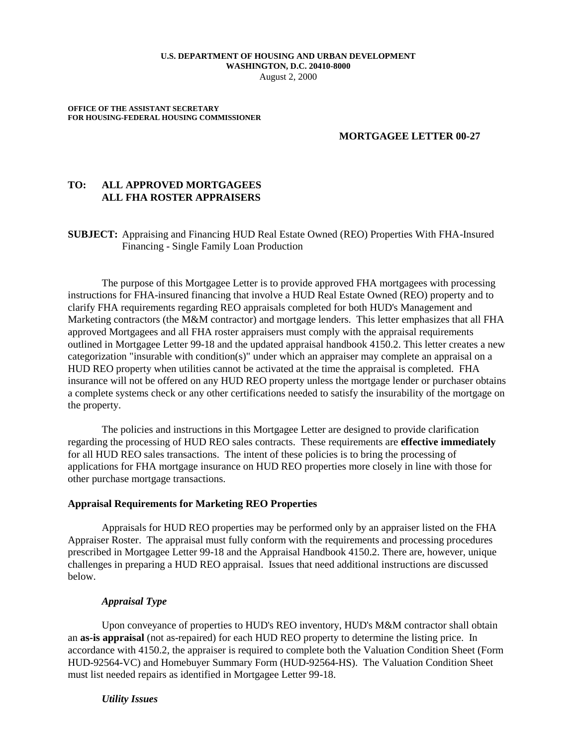**U.S. DEPARTMENT OF HOUSING AND URBAN DEVELOPMENT**
**WASHINGTON, D.C. 20410-8000**
August 2, 2000

**OFFICE OF THE ASSISTANT SECRETARY**
**FOR HOUSING-FEDERAL HOUSING COMMISSIONER**

**MORTGAGEE LETTER 00-27**

**TO: ALL APPROVED MORTGAGEES**
**ALL FHA ROSTER APPRAISERS**

**SUBJECT:** Appraising and Financing HUD Real Estate Owned (REO) Properties With FHA-Insured Financing - Single Family Loan Production

The purpose of this Mortgagee Letter is to provide approved FHA mortgagees with processing instructions for FHA-insured financing that involve a HUD Real Estate Owned (REO) property and to clarify FHA requirements regarding REO appraisals completed for both HUD's Management and Marketing contractors (the M&M contractor) and mortgage lenders. This letter emphasizes that all FHA approved Mortgagees and all FHA roster appraisers must comply with the appraisal requirements outlined in Mortgagee Letter 99-18 and the updated appraisal handbook 4150.2. This letter creates a new categorization "insurable with condition(s)" under which an appraiser may complete an appraisal on a HUD REO property when utilities cannot be activated at the time the appraisal is completed. FHA insurance will not be offered on any HUD REO property unless the mortgage lender or purchaser obtains a complete systems check or any other certifications needed to satisfy the insurability of the mortgage on the property.

The policies and instructions in this Mortgagee Letter are designed to provide clarification regarding the processing of HUD REO sales contracts. These requirements are **effective immediately** for all HUD REO sales transactions. The intent of these policies is to bring the processing of applications for FHA mortgage insurance on HUD REO properties more closely in line with those for other purchase mortgage transactions.

### Appraisal Requirements for Marketing REO Properties

Appraisals for HUD REO properties may be performed only by an appraiser listed on the FHA Appraiser Roster. The appraisal must fully conform with the requirements and processing procedures prescribed in Mortgagee Letter 99-18 and the Appraisal Handbook 4150.2. There are, however, unique challenges in preparing a HUD REO appraisal. Issues that need additional instructions are discussed below.

#### *Appraisal Type*

Upon conveyance of properties to HUD's REO inventory, HUD's M&M contractor shall obtain an **as-is appraisal** (not as-repaired) for each HUD REO property to determine the listing price. In accordance with 4150.2, the appraiser is required to complete both the Valuation Condition Sheet (Form HUD-92564-VC) and Homebuyer Summary Form (HUD-92564-HS). The Valuation Condition Sheet must list needed repairs as identified in Mortgagee Letter 99-18.

#### *Utility Issues*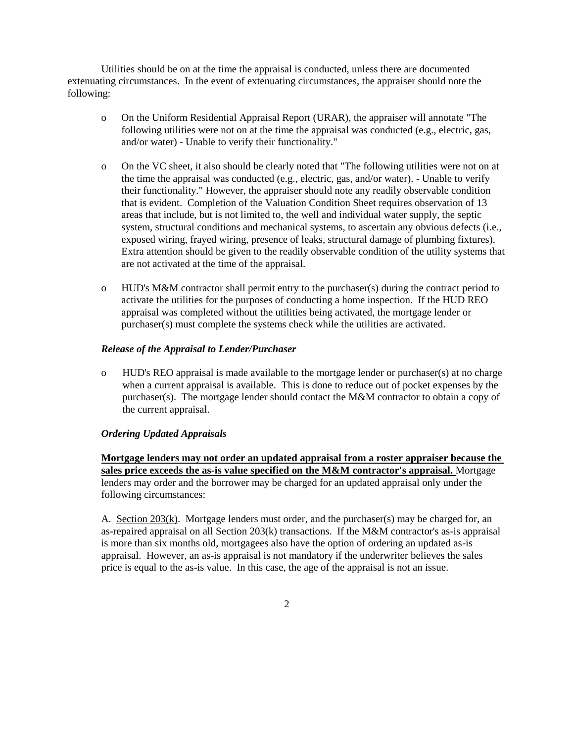Utilities should be on at the time the appraisal is conducted, unless there are documented extenuating circumstances. In the event of extenuating circumstances, the appraiser should note the following:

- On the Uniform Residential Appraisal Report (URAR), the appraiser will annotate "The following utilities were not on at the time the appraisal was conducted (e.g., electric, gas, and/or water) - Unable to verify their functionality."

- On the VC sheet, it also should be clearly noted that "The following utilities were not on at the time the appraisal was conducted (e.g., electric, gas, and/or water). - Unable to verify their functionality." However, the appraiser should note any readily observable condition that is evident. Completion of the Valuation Condition Sheet requires observation of 13 areas that include, but is not limited to, the well and individual water supply, the septic system, structural conditions and mechanical systems, to ascertain any obvious defects (i.e., exposed wiring, frayed wiring, presence of leaks, structural damage of plumbing fixtures). Extra attention should be given to the readily observable condition of the utility systems that are not activated at the time of the appraisal.

- HUD's M&M contractor shall permit entry to the purchaser(s) during the contract period to activate the utilities for the purposes of conducting a home inspection. If the HUD REO appraisal was completed without the utilities being activated, the mortgage lender or purchaser(s) must complete the systems check while the utilities are activated.

***Release of the Appraisal to Lender/Purchaser***

- HUD's REO appraisal is made available to the mortgage lender or purchaser(s) at no charge when a current appraisal is available. This is done to reduce out of pocket expenses by the purchaser(s). The mortgage lender should contact the M&M contractor to obtain a copy of the current appraisal.

***Ordering Updated Appraisals***

<u>**Mortgage lenders may not order an updated appraisal from a roster appraiser because the sales price exceeds the as-is value specified on the M&M contractor's appraisal.**</u> Mortgage lenders may order and the borrower may be charged for an updated appraisal only under the following circumstances:

A. <u>Section 203(k)</u>. Mortgage lenders must order, and the purchaser(s) may be charged for, an as-repaired appraisal on all Section 203(k) transactions. If the M&M contractor's as-is appraisal is more than six months old, mortgagees also have the option of ordering an updated as-is appraisal. However, an as-is appraisal is not mandatory if the underwriter believes the sales price is equal to the as-is value. In this case, the age of the appraisal is not an issue.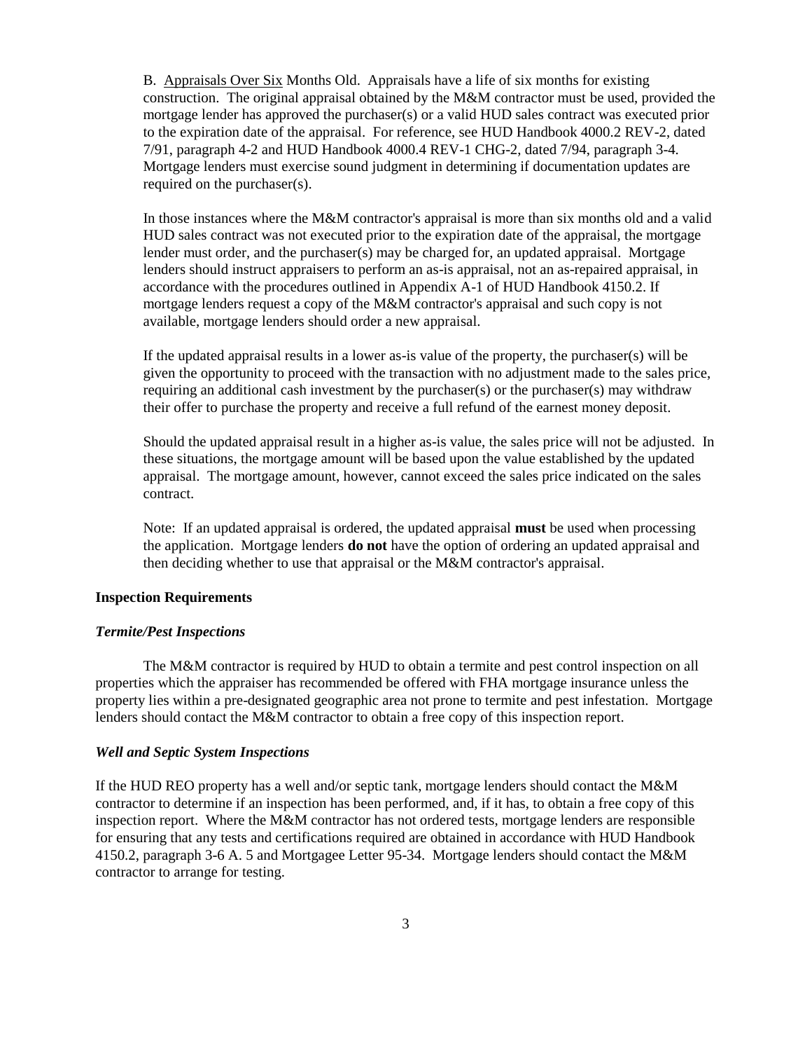B. <u>Appraisals Over Six</u> Months Old. Appraisals have a life of six months for existing construction. The original appraisal obtained by the M&M contractor must be used, provided the mortgage lender has approved the purchaser(s) or a valid HUD sales contract was executed prior to the expiration date of the appraisal. For reference, see HUD Handbook 4000.2 REV-2, dated 7/91, paragraph 4-2 and HUD Handbook 4000.4 REV-1 CHG-2, dated 7/94, paragraph 3-4. Mortgage lenders must exercise sound judgment in determining if documentation updates are required on the purchaser(s).

In those instances where the M&M contractor's appraisal is more than six months old and a valid HUD sales contract was not executed prior to the expiration date of the appraisal, the mortgage lender must order, and the purchaser(s) may be charged for, an updated appraisal. Mortgage lenders should instruct appraisers to perform an as-is appraisal, not an as-repaired appraisal, in accordance with the procedures outlined in Appendix A-1 of HUD Handbook 4150.2. If mortgage lenders request a copy of the M&M contractor's appraisal and such copy is not available, mortgage lenders should order a new appraisal.

If the updated appraisal results in a lower as-is value of the property, the purchaser(s) will be given the opportunity to proceed with the transaction with no adjustment made to the sales price, requiring an additional cash investment by the purchaser(s) or the purchaser(s) may withdraw their offer to purchase the property and receive a full refund of the earnest money deposit.

Should the updated appraisal result in a higher as-is value, the sales price will not be adjusted. In these situations, the mortgage amount will be based upon the value established by the updated appraisal. The mortgage amount, however, cannot exceed the sales price indicated on the sales contract.

Note: If an updated appraisal is ordered, the updated appraisal **must** be used when processing the application. Mortgage lenders **do not** have the option of ordering an updated appraisal and then deciding whether to use that appraisal or the M&M contractor's appraisal.

## Inspection Requirements

### *Termite/Pest Inspections*

The M&M contractor is required by HUD to obtain a termite and pest control inspection on all properties which the appraiser has recommended be offered with FHA mortgage insurance unless the property lies within a pre-designated geographic area not prone to termite and pest infestation. Mortgage lenders should contact the M&M contractor to obtain a free copy of this inspection report.

### *Well and Septic System Inspections*

If the HUD REO property has a well and/or septic tank, mortgage lenders should contact the M&M contractor to determine if an inspection has been performed, and, if it has, to obtain a free copy of this inspection report. Where the M&M contractor has not ordered tests, mortgage lenders are responsible for ensuring that any tests and certifications required are obtained in accordance with HUD Handbook 4150.2, paragraph 3-6 A. 5 and Mortgagee Letter 95-34. Mortgage lenders should contact the M&M contractor to arrange for testing.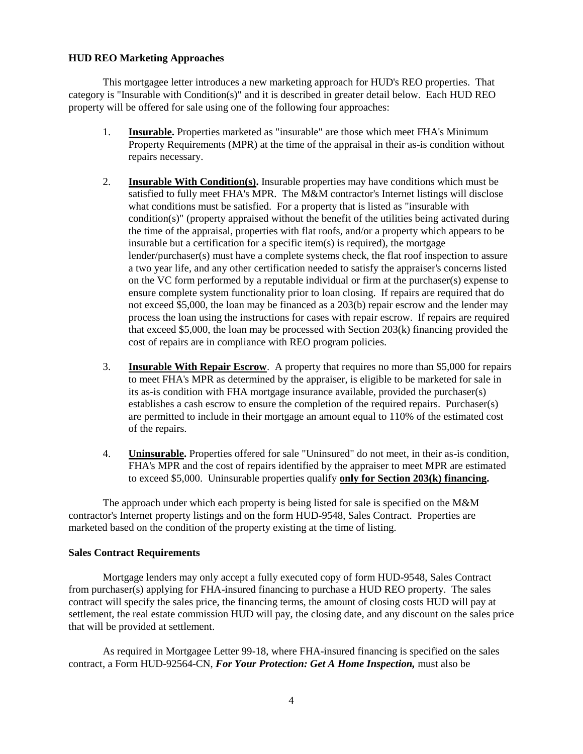**HUD REO Marketing Approaches**

This mortgagee letter introduces a new marketing approach for HUD's REO properties. That category is "Insurable with Condition(s)" and it is described in greater detail below. Each HUD REO property will be offered for sale using one of the following four approaches:

1. **Insurable.** Properties marketed as "insurable" are those which meet FHA's Minimum Property Requirements (MPR) at the time of the appraisal in their as-is condition without repairs necessary.

2. **Insurable With Condition(s).** Insurable properties may have conditions which must be satisfied to fully meet FHA's MPR. The M&M contractor's Internet listings will disclose what conditions must be satisfied. For a property that is listed as "insurable with condition(s)" (property appraised without the benefit of the utilities being activated during the time of the appraisal, properties with flat roofs, and/or a property which appears to be insurable but a certification for a specific item(s) is required), the mortgage lender/purchaser(s) must have a complete systems check, the flat roof inspection to assure a two year life, and any other certification needed to satisfy the appraiser's concerns listed on the VC form performed by a reputable individual or firm at the purchaser(s) expense to ensure complete system functionality prior to loan closing. If repairs are required that do not exceed $5,000, the loan may be financed as a 203(b) repair escrow and the lender may process the loan using the instructions for cases with repair escrow. If repairs are required that exceed $5,000, the loan may be processed with Section 203(k) financing provided the cost of repairs are in compliance with REO program policies.

3. **Insurable With Repair Escrow**. A property that requires no more than $5,000 for repairs to meet FHA's MPR as determined by the appraiser, is eligible to be marketed for sale in its as-is condition with FHA mortgage insurance available, provided the purchaser(s) establishes a cash escrow to ensure the completion of the required repairs. Purchaser(s) are permitted to include in their mortgage an amount equal to 110% of the estimated cost of the repairs.

4. **Uninsurable.** Properties offered for sale "Uninsured" do not meet, in their as-is condition, FHA's MPR and the cost of repairs identified by the appraiser to meet MPR are estimated to exceed $5,000. Uninsurable properties qualify **only for Section 203(k) financing.**

The approach under which each property is being listed for sale is specified on the M&M contractor's Internet property listings and on the form HUD-9548, Sales Contract. Properties are marketed based on the condition of the property existing at the time of listing.

**Sales Contract Requirements**

Mortgage lenders may only accept a fully executed copy of form HUD-9548, Sales Contract from purchaser(s) applying for FHA-insured financing to purchase a HUD REO property. The sales contract will specify the sales price, the financing terms, the amount of closing costs HUD will pay at settlement, the real estate commission HUD will pay, the closing date, and any discount on the sales price that will be provided at settlement.

As required in Mortgagee Letter 99-18, where FHA-insured financing is specified on the sales contract, a Form HUD-92564-CN, ***For Your Protection: Get A Home Inspection,*** must also be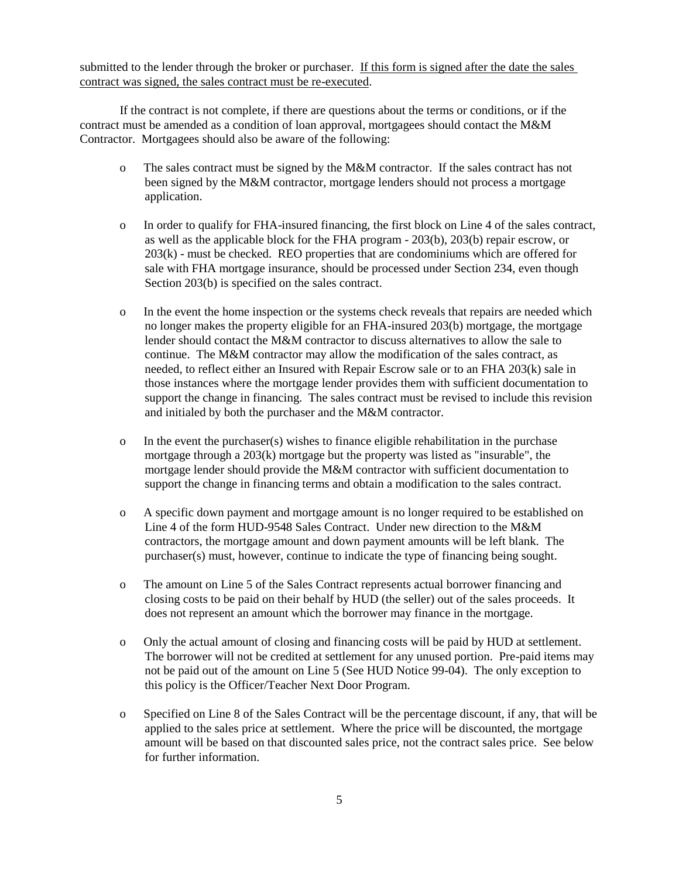submitted to the lender through the broker or purchaser. <u>If this form is signed after the date the sales contract was signed, the sales contract must be re-executed</u>.

If the contract is not complete, if there are questions about the terms or conditions, or if the contract must be amended as a condition of loan approval, mortgagees should contact the M&M Contractor. Mortgagees should also be aware of the following:

- The sales contract must be signed by the M&M contractor. If the sales contract has not been signed by the M&M contractor, mortgage lenders should not process a mortgage application.

- In order to qualify for FHA-insured financing, the first block on Line 4 of the sales contract, as well as the applicable block for the FHA program - 203(b), 203(b) repair escrow, or 203(k) - must be checked. REO properties that are condominiums which are offered for sale with FHA mortgage insurance, should be processed under Section 234, even though Section 203(b) is specified on the sales contract.

- In the event the home inspection or the systems check reveals that repairs are needed which no longer makes the property eligible for an FHA-insured 203(b) mortgage, the mortgage lender should contact the M&M contractor to discuss alternatives to allow the sale to continue. The M&M contractor may allow the modification of the sales contract, as needed, to reflect either an Insured with Repair Escrow sale or to an FHA 203(k) sale in those instances where the mortgage lender provides them with sufficient documentation to support the change in financing. The sales contract must be revised to include this revision and initialed by both the purchaser and the M&M contractor.

- In the event the purchaser(s) wishes to finance eligible rehabilitation in the purchase mortgage through a 203(k) mortgage but the property was listed as "insurable", the mortgage lender should provide the M&M contractor with sufficient documentation to support the change in financing terms and obtain a modification to the sales contract.

- A specific down payment and mortgage amount is no longer required to be established on Line 4 of the form HUD-9548 Sales Contract. Under new direction to the M&M contractors, the mortgage amount and down payment amounts will be left blank. The purchaser(s) must, however, continue to indicate the type of financing being sought.

- The amount on Line 5 of the Sales Contract represents actual borrower financing and closing costs to be paid on their behalf by HUD (the seller) out of the sales proceeds. It does not represent an amount which the borrower may finance in the mortgage.

- Only the actual amount of closing and financing costs will be paid by HUD at settlement. The borrower will not be credited at settlement for any unused portion. Pre-paid items may not be paid out of the amount on Line 5 (See HUD Notice 99-04). The only exception to this policy is the Officer/Teacher Next Door Program.

- Specified on Line 8 of the Sales Contract will be the percentage discount, if any, that will be applied to the sales price at settlement. Where the price will be discounted, the mortgage amount will be based on that discounted sales price, not the contract sales price. See below for further information.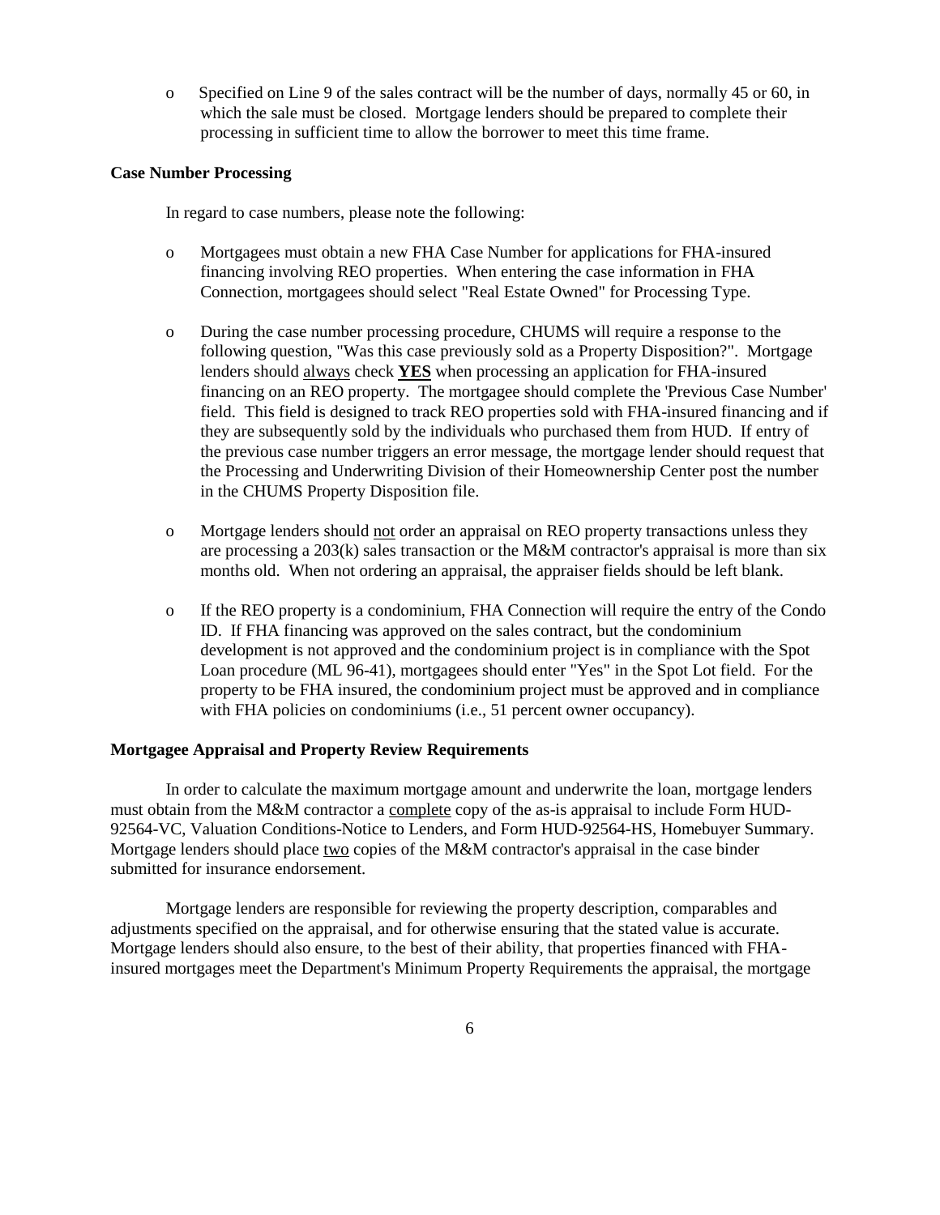- Specified on Line 9 of the sales contract will be the number of days, normally 45 or 60, in which the sale must be closed. Mortgage lenders should be prepared to complete their processing in sufficient time to allow the borrower to meet this time frame.

**Case Number Processing**

In regard to case numbers, please note the following:

- Mortgagees must obtain a new FHA Case Number for applications for FHA-insured financing involving REO properties. When entering the case information in FHA Connection, mortgagees should select "Real Estate Owned" for Processing Type.

- During the case number processing procedure, CHUMS will require a response to the following question, "Was this case previously sold as a Property Disposition?". Mortgage lenders should <u>always</u> check <u>**YES**</u> when processing an application for FHA-insured financing on an REO property. The mortgagee should complete the 'Previous Case Number' field. This field is designed to track REO properties sold with FHA-insured financing and if they are subsequently sold by the individuals who purchased them from HUD. If entry of the previous case number triggers an error message, the mortgage lender should request that the Processing and Underwriting Division of their Homeownership Center post the number in the CHUMS Property Disposition file.

- Mortgage lenders should <u>not</u> order an appraisal on REO property transactions unless they are processing a 203(k) sales transaction or the M&M contractor's appraisal is more than six months old. When not ordering an appraisal, the appraiser fields should be left blank.

- If the REO property is a condominium, FHA Connection will require the entry of the Condo ID. If FHA financing was approved on the sales contract, but the condominium development is not approved and the condominium project is in compliance with the Spot Loan procedure (ML 96-41), mortgagees should enter "Yes" in the Spot Lot field. For the property to be FHA insured, the condominium project must be approved and in compliance with FHA policies on condominiums (i.e., 51 percent owner occupancy).

**Mortgagee Appraisal and Property Review Requirements**

In order to calculate the maximum mortgage amount and underwrite the loan, mortgage lenders must obtain from the M&M contractor a <u>complete</u> copy of the as-is appraisal to include Form HUD-92564-VC, Valuation Conditions-Notice to Lenders, and Form HUD-92564-HS, Homebuyer Summary. Mortgage lenders should place <u>two</u> copies of the M&M contractor's appraisal in the case binder submitted for insurance endorsement.

Mortgage lenders are responsible for reviewing the property description, comparables and adjustments specified on the appraisal, and for otherwise ensuring that the stated value is accurate. Mortgage lenders should also ensure, to the best of their ability, that properties financed with FHA-insured mortgages meet the Department's Minimum Property Requirements the appraisal, the mortgage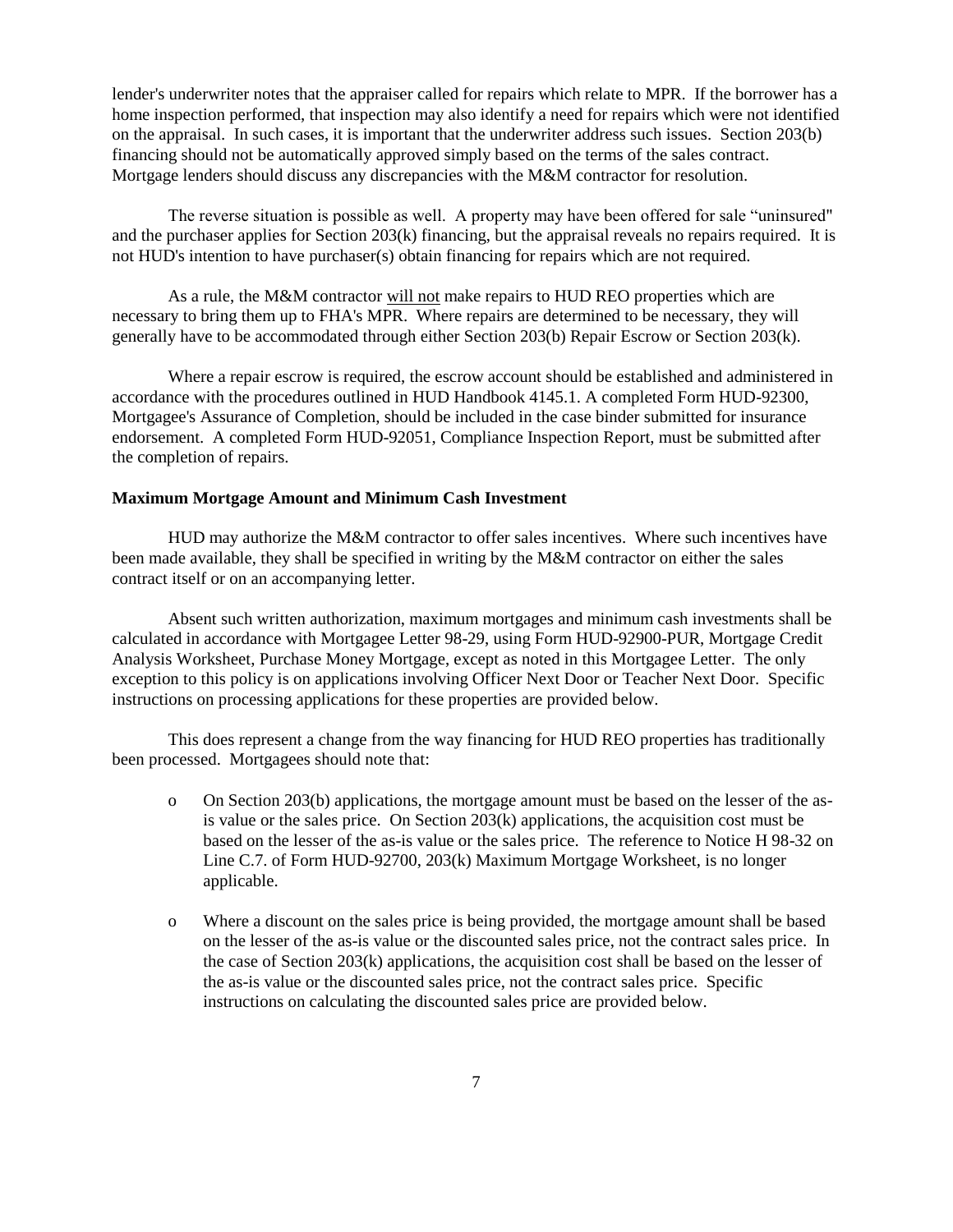lender's underwriter notes that the appraiser called for repairs which relate to MPR. If the borrower has a home inspection performed, that inspection may also identify a need for repairs which were not identified on the appraisal. In such cases, it is important that the underwriter address such issues. Section 203(b) financing should not be automatically approved simply based on the terms of the sales contract. Mortgage lenders should discuss any discrepancies with the M&M contractor for resolution.

The reverse situation is possible as well. A property may have been offered for sale "uninsured" and the purchaser applies for Section 203(k) financing, but the appraisal reveals no repairs required. It is not HUD's intention to have purchaser(s) obtain financing for repairs which are not required.

As a rule, the M&M contractor <u>will not</u> make repairs to HUD REO properties which are necessary to bring them up to FHA's MPR. Where repairs are determined to be necessary, they will generally have to be accommodated through either Section 203(b) Repair Escrow or Section 203(k).

Where a repair escrow is required, the escrow account should be established and administered in accordance with the procedures outlined in HUD Handbook 4145.1. A completed Form HUD-92300, Mortgagee's Assurance of Completion, should be included in the case binder submitted for insurance endorsement. A completed Form HUD-92051, Compliance Inspection Report, must be submitted after the completion of repairs.

**Maximum Mortgage Amount and Minimum Cash Investment**

HUD may authorize the M&M contractor to offer sales incentives. Where such incentives have been made available, they shall be specified in writing by the M&M contractor on either the sales contract itself or on an accompanying letter.

Absent such written authorization, maximum mortgages and minimum cash investments shall be calculated in accordance with Mortgagee Letter 98-29, using Form HUD-92900-PUR, Mortgage Credit Analysis Worksheet, Purchase Money Mortgage, except as noted in this Mortgagee Letter. The only exception to this policy is on applications involving Officer Next Door or Teacher Next Door. Specific instructions on processing applications for these properties are provided below.

This does represent a change from the way financing for HUD REO properties has traditionally been processed. Mortgagees should note that:

- On Section 203(b) applications, the mortgage amount must be based on the lesser of the as-is value or the sales price. On Section 203(k) applications, the acquisition cost must be based on the lesser of the as-is value or the sales price. The reference to Notice H 98-32 on Line C.7. of Form HUD-92700, 203(k) Maximum Mortgage Worksheet, is no longer applicable.

- Where a discount on the sales price is being provided, the mortgage amount shall be based on the lesser of the as-is value or the discounted sales price, not the contract sales price. In the case of Section 203(k) applications, the acquisition cost shall be based on the lesser of the as-is value or the discounted sales price, not the contract sales price. Specific instructions on calculating the discounted sales price are provided below.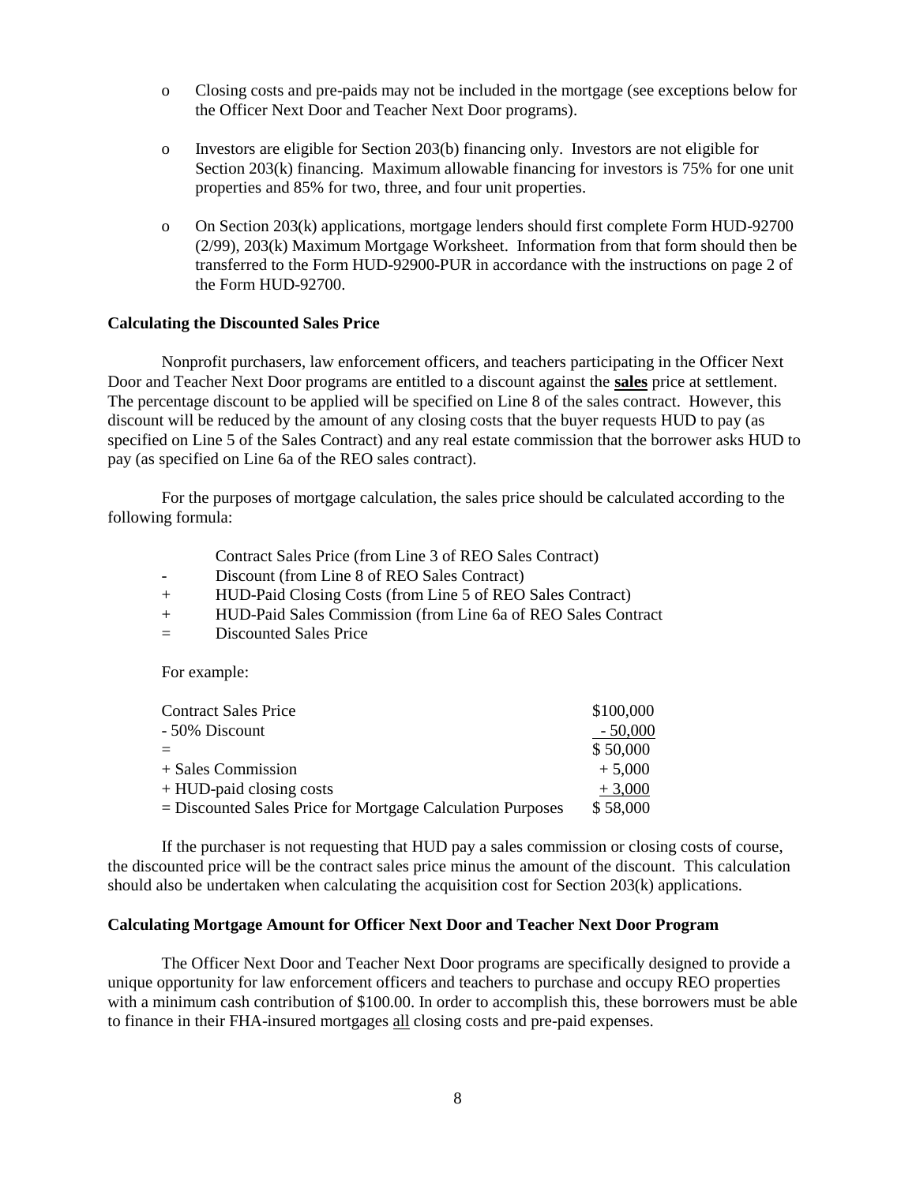- Closing costs and pre-paids may not be included in the mortgage (see exceptions below for the Officer Next Door and Teacher Next Door programs).

- Investors are eligible for Section 203(b) financing only. Investors are not eligible for Section 203(k) financing. Maximum allowable financing for investors is 75% for one unit properties and 85% for two, three, and four unit properties.

- On Section 203(k) applications, mortgage lenders should first complete Form HUD-92700 (2/99), 203(k) Maximum Mortgage Worksheet. Information from that form should then be transferred to the Form HUD-92900-PUR in accordance with the instructions on page 2 of the Form HUD-92700.

**Calculating the Discounted Sales Price**

Nonprofit purchasers, law enforcement officers, and teachers participating in the Officer Next Door and Teacher Next Door programs are entitled to a discount against the **sales** price at settlement. The percentage discount to be applied will be specified on Line 8 of the sales contract. However, this discount will be reduced by the amount of any closing costs that the buyer requests HUD to pay (as specified on Line 5 of the Sales Contract) and any real estate commission that the borrower asks HUD to pay (as specified on Line 6a of the REO sales contract).

For the purposes of mortgage calculation, the sales price should be calculated according to the following formula:

| | |
|---|---|
| | Contract Sales Price (from Line 3 of REO Sales Contract) |
| - | Discount (from Line 8 of REO Sales Contract) |
| + | HUD-Paid Closing Costs (from Line 5 of REO Sales Contract) |
| + | HUD-Paid Sales Commission (from Line 6a of REO Sales Contract |
| = | Discounted Sales Price |

For example:

| | |
|---|---|
| Contract Sales Price | $100,000 |
| - 50% Discount | - 50,000 |
| = | $ 50,000 |
| + Sales Commission | + 5,000 |
| + HUD-paid closing costs | + 3,000 |
| = Discounted Sales Price for Mortgage Calculation Purposes | $ 58,000 |

If the purchaser is not requesting that HUD pay a sales commission or closing costs of course, the discounted price will be the contract sales price minus the amount of the discount. This calculation should also be undertaken when calculating the acquisition cost for Section 203(k) applications.

**Calculating Mortgage Amount for Officer Next Door and Teacher Next Door Program**

The Officer Next Door and Teacher Next Door programs are specifically designed to provide a unique opportunity for law enforcement officers and teachers to purchase and occupy REO properties with a minimum cash contribution of $100.00. In order to accomplish this, these borrowers must be able to finance in their FHA-insured mortgages <u>all</u> closing costs and pre-paid expenses.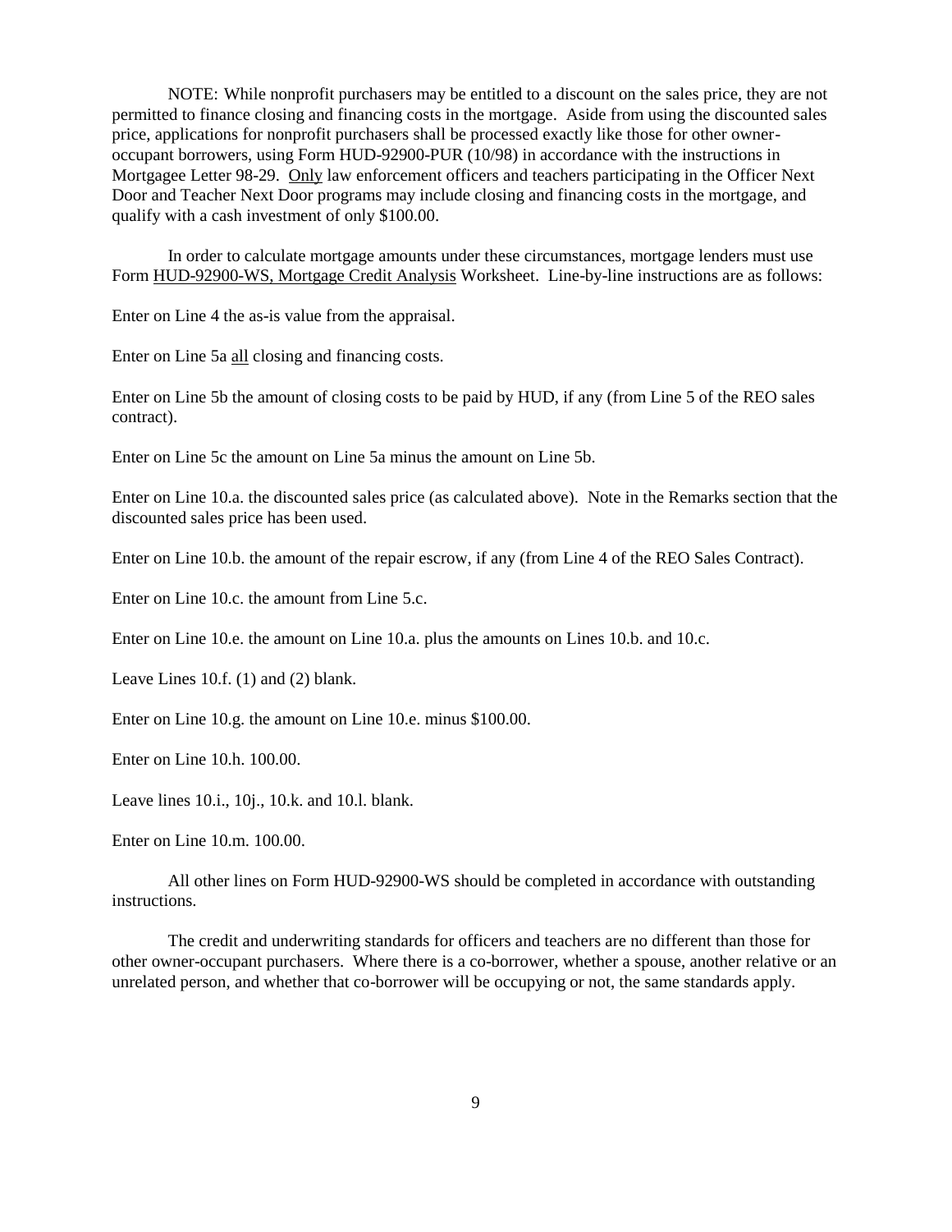NOTE: While nonprofit purchasers may be entitled to a discount on the sales price, they are not permitted to finance closing and financing costs in the mortgage. Aside from using the discounted sales price, applications for nonprofit purchasers shall be processed exactly like those for other owner-occupant borrowers, using Form HUD-92900-PUR (10/98) in accordance with the instructions in Mortgagee Letter 98-29. Only law enforcement officers and teachers participating in the Officer Next Door and Teacher Next Door programs may include closing and financing costs in the mortgage, and qualify with a cash investment of only $100.00.

In order to calculate mortgage amounts under these circumstances, mortgage lenders must use Form HUD-92900-WS, Mortgage Credit Analysis Worksheet. Line-by-line instructions are as follows:

Enter on Line 4 the as-is value from the appraisal.

Enter on Line 5a all closing and financing costs.

Enter on Line 5b the amount of closing costs to be paid by HUD, if any (from Line 5 of the REO sales contract).

Enter on Line 5c the amount on Line 5a minus the amount on Line 5b.

Enter on Line 10.a. the discounted sales price (as calculated above). Note in the Remarks section that the discounted sales price has been used.

Enter on Line 10.b. the amount of the repair escrow, if any (from Line 4 of the REO Sales Contract).

Enter on Line 10.c. the amount from Line 5.c.

Enter on Line 10.e. the amount on Line 10.a. plus the amounts on Lines 10.b. and 10.c.

Leave Lines 10.f. (1) and (2) blank.

Enter on Line 10.g. the amount on Line 10.e. minus $100.00.

Enter on Line 10.h. 100.00.

Leave lines 10.i., 10j., 10.k. and 10.l. blank.

Enter on Line 10.m. 100.00.

All other lines on Form HUD-92900-WS should be completed in accordance with outstanding instructions.

The credit and underwriting standards for officers and teachers are no different than those for other owner-occupant purchasers. Where there is a co-borrower, whether a spouse, another relative or an unrelated person, and whether that co-borrower will be occupying or not, the same standards apply.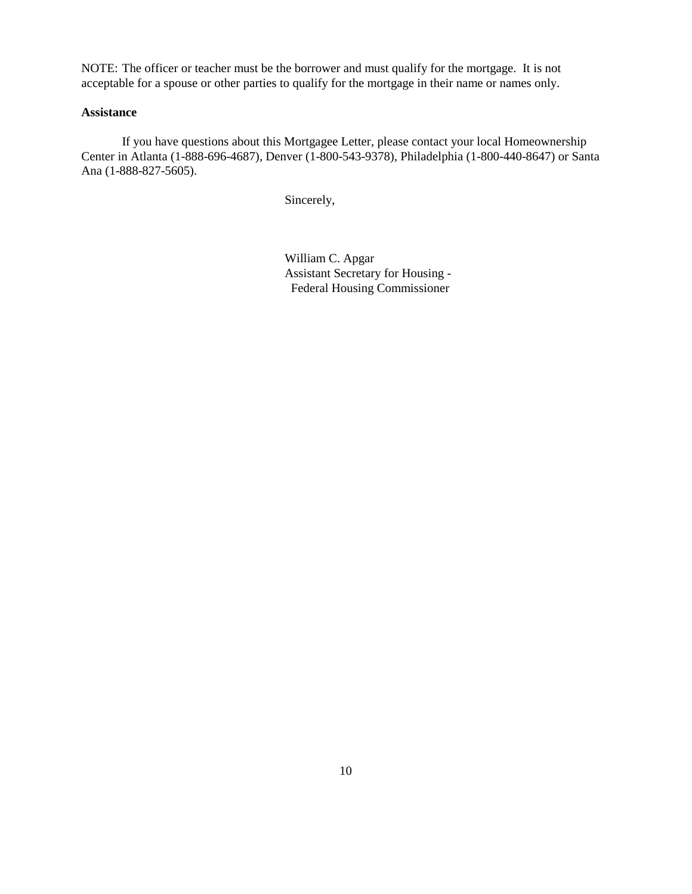NOTE: The officer or teacher must be the borrower and must qualify for the mortgage. It is not acceptable for a spouse or other parties to qualify for the mortgage in their name or names only.

**Assistance**

If you have questions about this Mortgagee Letter, please contact your local Homeownership Center in Atlanta (1-888-696-4687), Denver (1-800-543-9378), Philadelphia (1-800-440-8647) or Santa Ana (1-888-827-5605).

Sincerely,

William C. Apgar
Assistant Secretary for Housing -
Federal Housing Commissioner